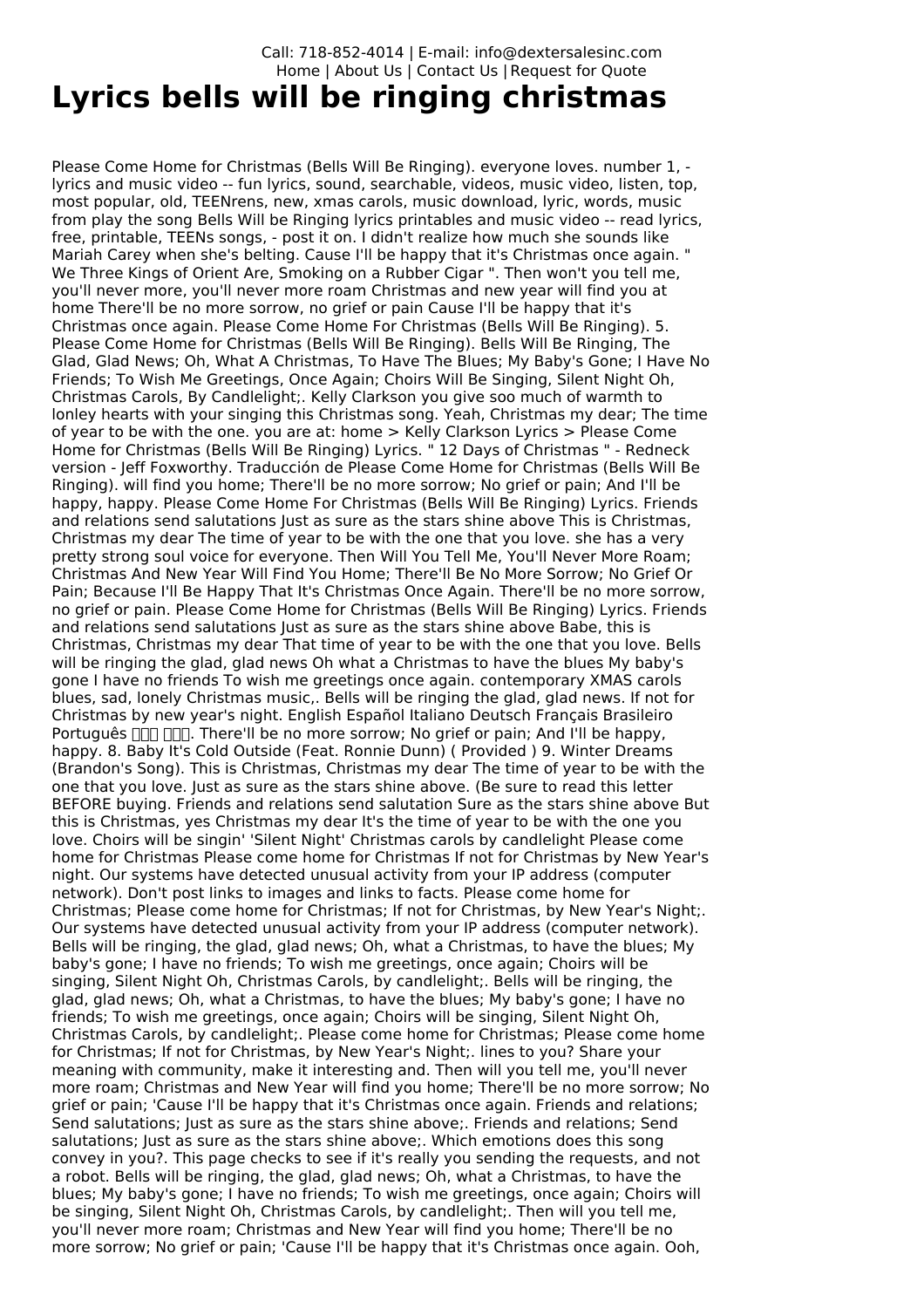Call: 718-852-4014 | E-mail: info@dextersalesinc.com
Home | About Us | Contact Us | Request for Quote

# Lyrics bells will be ringing christmas

Please Come Home for Christmas (Bells Will Be Ringing). everyone loves. number 1, - lyrics and music video -- fun lyrics, sound, searchable, videos, music video, listen, top, most popular, old, TEENrens, new, xmas carols, music download, lyric, words, music from play the song Bells Will be Ringing lyrics printables and music video -- read lyrics, free, printable, TEENs songs, - post it on. I didn't realize how much she sounds like Mariah Carey when she's belting. Cause I'll be happy that it's Christmas once again. " We Three Kings of Orient Are, Smoking on a Rubber Cigar ". Then won't you tell me, you'll never more, you'll never more roam Christmas and new year will find you at home There'll be no more sorrow, no grief or pain Cause I'll be happy that it's Christmas once again. Please Come Home For Christmas (Bells Will Be Ringing). 5. Please Come Home for Christmas (Bells Will Be Ringing). Bells Will Be Ringing, The Glad, Glad News; Oh, What A Christmas, To Have The Blues; My Baby's Gone; I Have No Friends; To Wish Me Greetings, Once Again; Choirs Will Be Singing, Silent Night Oh, Christmas Carols, By Candlelight;. Kelly Clarkson you give soo much of warmth to lonley hearts with your singing this Christmas song. Yeah, Christmas my dear; The time of year to be with the one. you are at: home > Kelly Clarkson Lyrics > Please Come Home for Christmas (Bells Will Be Ringing) Lyrics. " 12 Days of Christmas " - Redneck version - Jeff Foxworthy. Traducción de Please Come Home for Christmas (Bells Will Be Ringing). will find you home; There'll be no more sorrow; No grief or pain; And I'll be happy, happy. Please Come Home For Christmas (Bells Will Be Ringing) Lyrics. Friends and relations send salutations Just as sure as the stars shine above This is Christmas, Christmas my dear The time of year to be with the one that you love. she has a very pretty strong soul voice for everyone. Then Will You Tell Me, You'll Never More Roam; Christmas And New Year Will Find You Home; There'll Be No More Sorrow; No Grief Or Pain; Because I'll Be Happy That It's Christmas Once Again. There'll be no more sorrow, no grief or pain. Please Come Home for Christmas (Bells Will Be Ringing) Lyrics. Friends and relations send salutations Just as sure as the stars shine above Babe, this is Christmas, Christmas my dear That time of year to be with the one that you love. Bells will be ringing the glad, glad news Oh what a Christmas to have the blues My baby's gone I have no friends To wish me greetings once again. contemporary XMAS carols blues, sad, lonely Christmas music,. Bells will be ringing the glad, glad news. If not for Christmas by new year's night. English Español Italiano Deutsch Français Brasileiro Português □□□ □□□. There'll be no more sorrow; No grief or pain; And I'll be happy, happy. 8. Baby It's Cold Outside (Feat. Ronnie Dunn) ( Provided ) 9. Winter Dreams (Brandon's Song). This is Christmas, Christmas my dear The time of year to be with the one that you love. Just as sure as the stars shine above. (Be sure to read this letter BEFORE buying. Friends and relations send salutation Sure as the stars shine above But this is Christmas, yes Christmas my dear It's the time of year to be with the one you love. Choirs will be singin' 'Silent Night' Christmas carols by candlelight Please come home for Christmas Please come home for Christmas If not for Christmas by New Year's night. Our systems have detected unusual activity from your IP address (computer network). Don't post links to images and links to facts. Please come home for Christmas; Please come home for Christmas; If not for Christmas, by New Year's Night;. Our systems have detected unusual activity from your IP address (computer network). Bells will be ringing, the glad, glad news; Oh, what a Christmas, to have the blues; My baby's gone; I have no friends; To wish me greetings, once again; Choirs will be singing, Silent Night Oh, Christmas Carols, by candlelight;. Bells will be ringing, the glad, glad news; Oh, what a Christmas, to have the blues; My baby's gone; I have no friends; To wish me greetings, once again; Choirs will be singing, Silent Night Oh, Christmas Carols, by candlelight;. Please come home for Christmas; Please come home for Christmas; If not for Christmas, by New Year's Night;. lines to you? Share your meaning with community, make it interesting and. Then will you tell me, you'll never more roam; Christmas and New Year will find you home; There'll be no more sorrow; No grief or pain; 'Cause I'll be happy that it's Christmas once again. Friends and relations; Send salutations; Just as sure as the stars shine above;. Friends and relations; Send salutations; Just as sure as the stars shine above;. Which emotions does this song convey in you?. This page checks to see if it's really you sending the requests, and not a robot. Bells will be ringing, the glad, glad news; Oh, what a Christmas, to have the blues; My baby's gone; I have no friends; To wish me greetings, once again; Choirs will be singing, Silent Night Oh, Christmas Carols, by candlelight;. Then will you tell me, you'll never more roam; Christmas and New Year will find you home; There'll be no more sorrow; No grief or pain; 'Cause I'll be happy that it's Christmas once again. Ooh,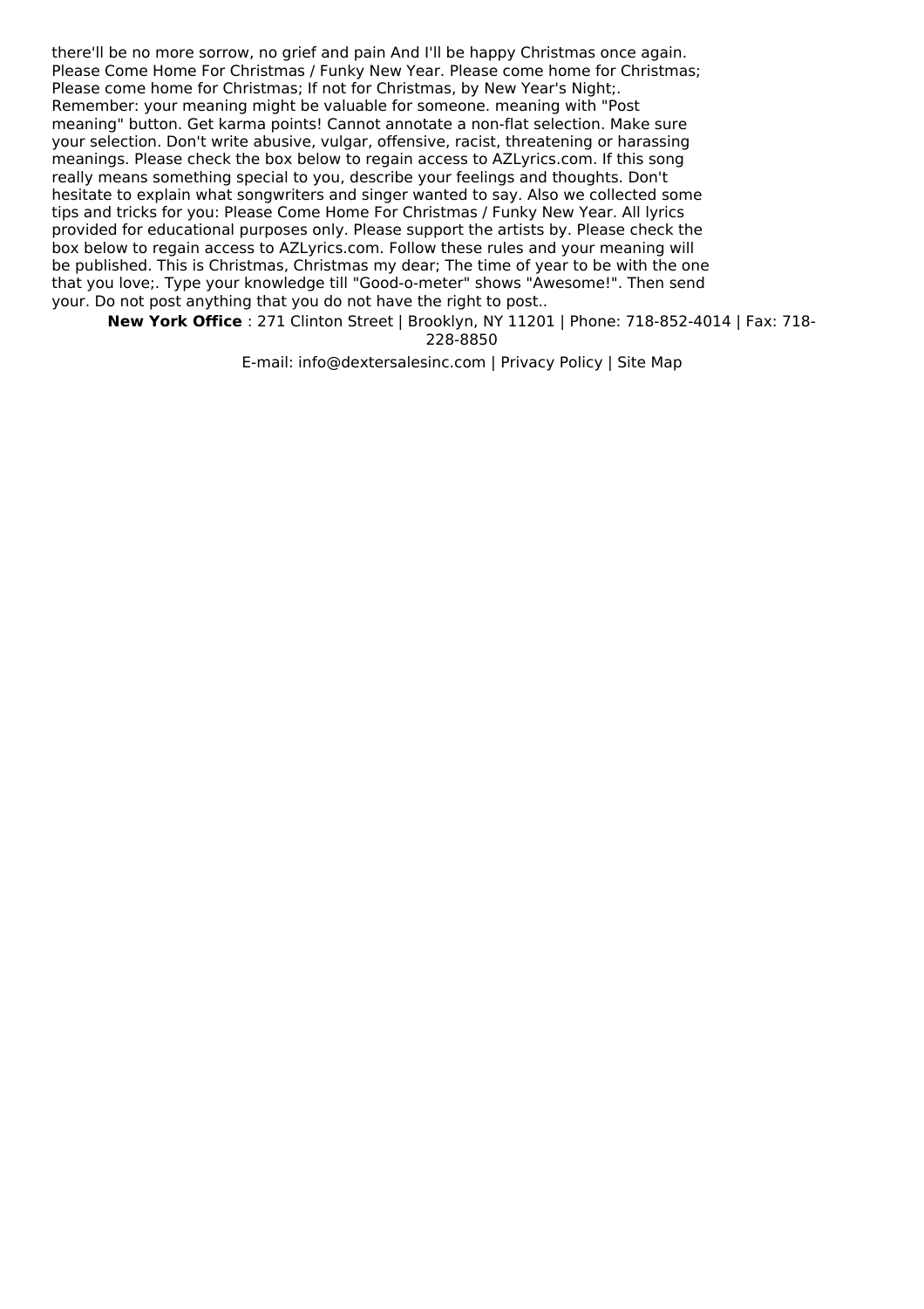there'll be no more sorrow, no grief and pain And I'll be happy Christmas once again. Please Come Home For Christmas / Funky New Year. Please come home for Christmas; Please come home for Christmas; If not for Christmas, by New Year's Night;. Remember: your meaning might be valuable for someone. meaning with "Post meaning" button. Get karma points! Cannot annotate a non-flat selection. Make sure your selection. Don't write abusive, vulgar, offensive, racist, threatening or harassing meanings. Please check the box below to regain access to AZLyrics.com. If this song really means something special to you, describe your feelings and thoughts. Don't hesitate to explain what songwriters and singer wanted to say. Also we collected some tips and tricks for you: Please Come Home For Christmas / Funky New Year. All lyrics provided for educational purposes only. Please support the artists by. Please check the box below to regain access to AZLyrics.com. Follow these rules and your meaning will be published. This is Christmas, Christmas my dear; The time of year to be with the one that you love;. Type your knowledge till "Good-o-meter" shows "Awesome!". Then send your. Do not post anything that you do not have the right to post..

**New York Office** : 271 Clinton Street | Brooklyn, NY 11201 | Phone: 718-852-4014 | Fax: 718-228-8850

E-mail: info@dextersalesinc.com | Privacy Policy | Site Map